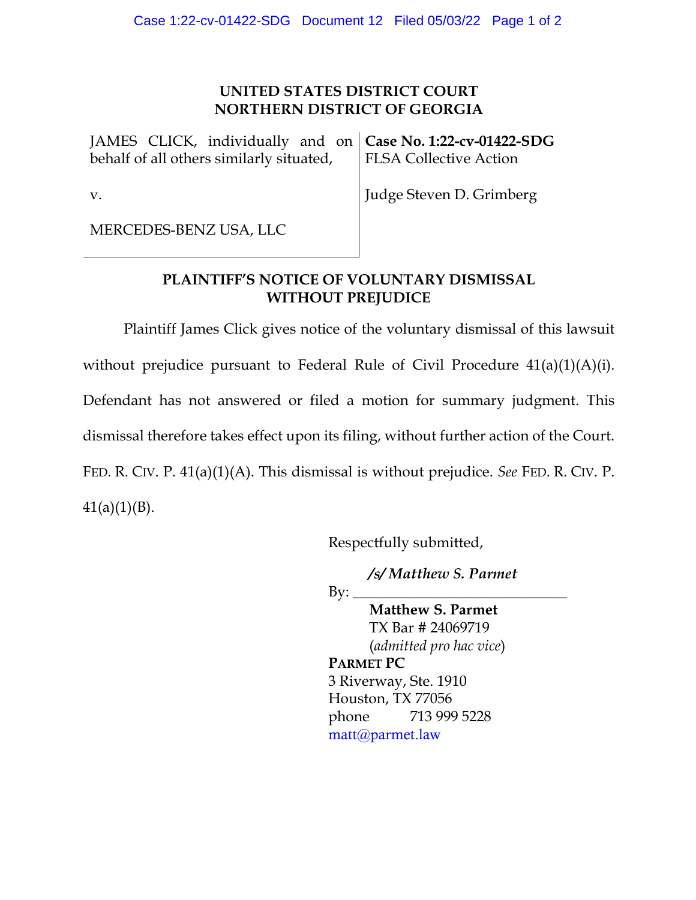**UNITED STATES DISTRICT COURT**
**NORTHERN DISTRICT OF GEORGIA**

| | |
|---|---|
| JAMES CLICK, individually and on behalf of all others similarly situated, | **Case No. 1:22-cv-01422-SDG** FLSA Collective Action |
| v. | Judge Steven D. Grimberg |
| MERCEDES-BENZ USA, LLC | |

**PLAINTIFF'S NOTICE OF VOLUNTARY DISMISSAL WITHOUT PREJUDICE**

Plaintiff James Click gives notice of the voluntary dismissal of this lawsuit without prejudice pursuant to Federal Rule of Civil Procedure 41(a)(1)(A)(i). Defendant has not answered or filed a motion for summary judgment. This dismissal therefore takes effect upon its filing, without further action of the Court. FED. R. CIV. P. 41(a)(1)(A). This dismissal is without prejudice. *See* FED. R. CIV. P. 41(a)(1)(B).

Respectfully submitted,

By: ***/s/ Matthew S. Parmet***

**Matthew S. Parmet**
TX Bar # 24069719
(*admitted pro hac vice*)
**PARMET PC**
3 Riverway, Ste. 1910
Houston, TX 77056
phone 713 999 5228
matt@parmet.law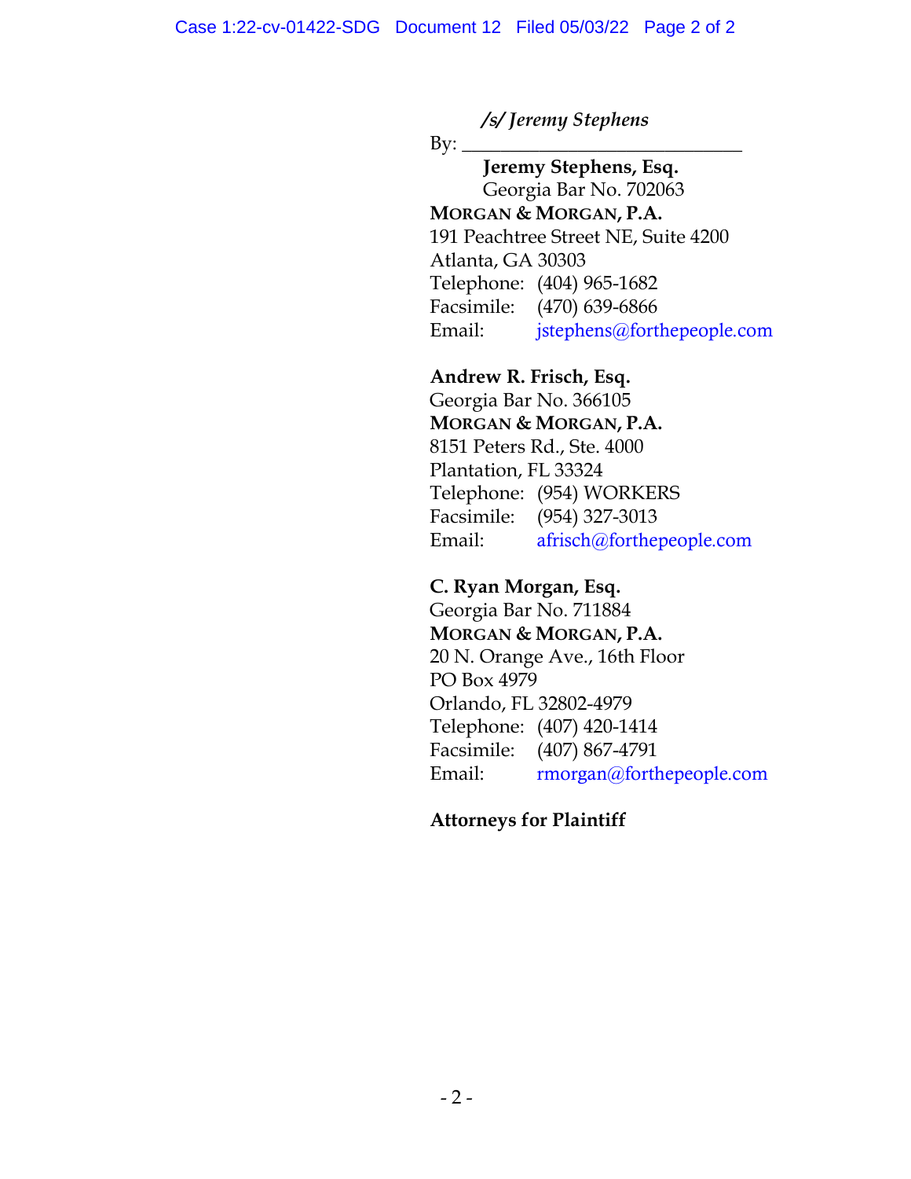*/s/ Jeremy Stephens*

By: ______________________________

**Jeremy Stephens, Esq.**
Georgia Bar No. 702063
**MORGAN & MORGAN, P.A.**
191 Peachtree Street NE, Suite 4200
Atlanta, GA 30303
Telephone: (404) 965-1682
Facsimile: (470) 639-6866
Email: jstephens@forthepeople.com

**Andrew R. Frisch, Esq.**
Georgia Bar No. 366105
**MORGAN & MORGAN, P.A.**
8151 Peters Rd., Ste. 4000
Plantation, FL 33324
Telephone: (954) WORKERS
Facsimile: (954) 327-3013
Email: afrisch@forthepeople.com

**C. Ryan Morgan, Esq.**
Georgia Bar No. 711884
**MORGAN & MORGAN, P.A.**
20 N. Orange Ave., 16th Floor
PO Box 4979
Orlando, FL 32802-4979
Telephone: (407) 420-1414
Facsimile: (407) 867-4791
Email: rmorgan@forthepeople.com

**Attorneys for Plaintiff**